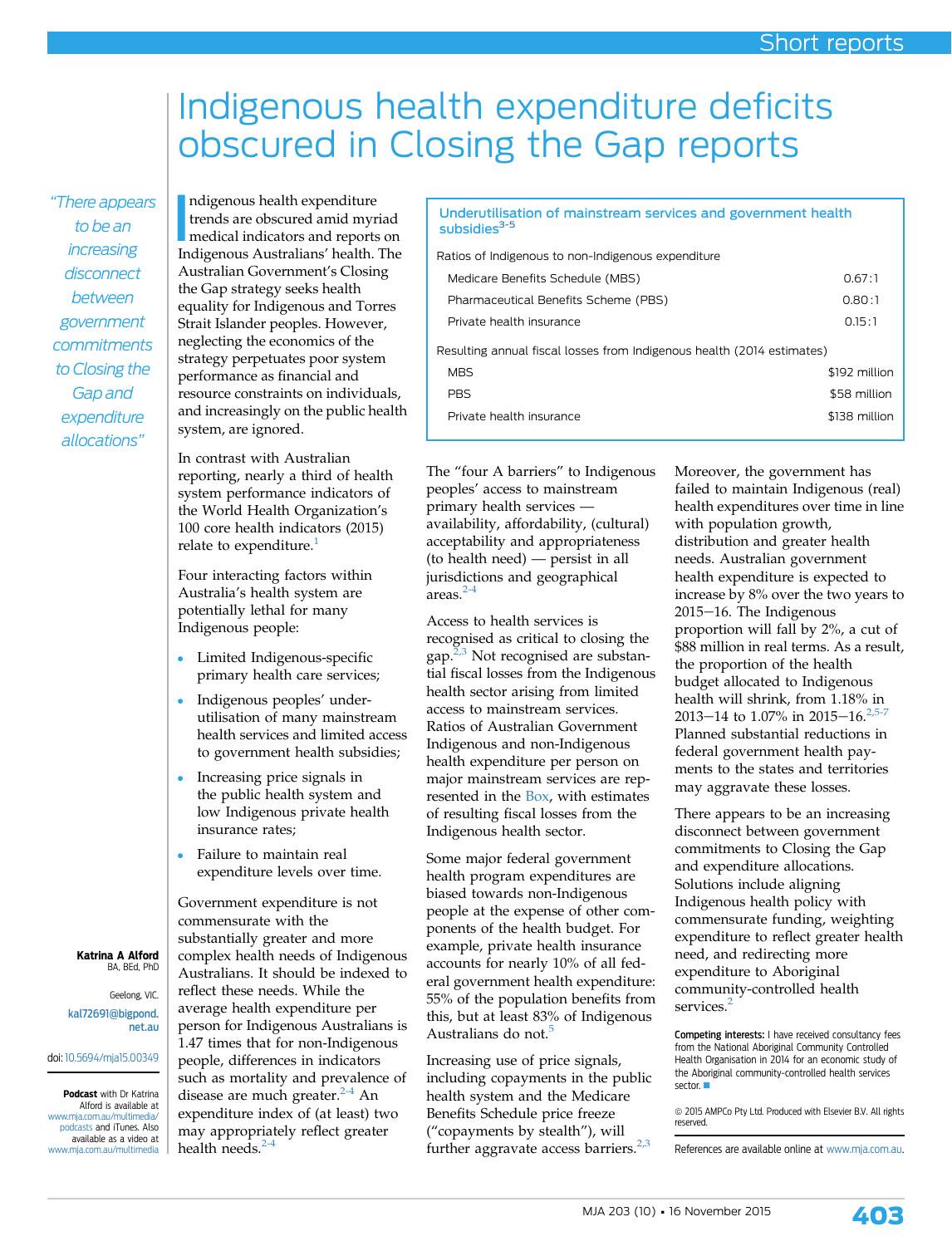# Indigenous health expenditure deficits obscured in Closing the Gap reports

*"There appears to be an increasing disconnect between government commitments to Closing the Gap and expenditure allocations"*

**Katrina A Alford**
BA, BEd, PhD

Geelong, VIC.

kal72691@bigpond.net.au

doi: 10.5694/mja15.00349

**Podcast** with Dr Katrina Alford is available at www.mja.com.au/multimedia/podcasts and iTunes. Also available as a video at www.mja.com.au/multimedia

Indigenous health expenditure trends are obscured amid myriad medical indicators and reports on Indigenous Australians' health. The Australian Government's Closing the Gap strategy seeks health equality for Indigenous and Torres Strait Islander peoples. However, neglecting the economics of the strategy perpetuates poor system performance as financial and resource constraints on individuals, and increasingly on the public health system, are ignored.

In contrast with Australian reporting, nearly a third of health system performance indicators of the World Health Organization's 100 core health indicators (2015) relate to expenditure.[1]

Four interacting factors within Australia's health system are potentially lethal for many Indigenous people:

- Limited Indigenous-specific primary health care services;
- Indigenous peoples' under-utilisation of many mainstream health services and limited access to government health subsidies;
- Increasing price signals in the public health system and low Indigenous private health insurance rates;
- Failure to maintain real expenditure levels over time.

Government expenditure is not commensurate with the substantially greater and more complex health needs of Indigenous Australians. It should be indexed to reflect these needs. While the average health expenditure per person for Indigenous Australians is 1.47 times that for non-Indigenous people, differences in indicators such as mortality and prevalence of disease are much greater.[2-4] An expenditure index of (at least) two may appropriately reflect greater health needs.[2-4]

**Underutilisation of mainstream services and government health subsidies[3-5]**

| Ratios of Indigenous to non-Indigenous expenditure | |
|---|---|
| Medicare Benefits Schedule (MBS) | 0.67 : 1 |
| Pharmaceutical Benefits Scheme (PBS) | 0.80 : 1 |
| Private health insurance | 0.15 : 1 |
| **Resulting annual fiscal losses from Indigenous health (2014 estimates)** | |
| MBS | $192 million |
| PBS | $58 million |
| Private health insurance | $138 million |

The "four A barriers" to Indigenous peoples' access to mainstream primary health services — availability, affordability, (cultural) acceptability and appropriateness (to health need) — persist in all jurisdictions and geographical areas.[2-4]

Access to health services is recognised as critical to closing the gap.[2,3] Not recognised are substantial fiscal losses from the Indigenous health sector arising from limited access to mainstream services. Ratios of Australian Government Indigenous and non-Indigenous health expenditure per person on major mainstream services are represented in the Box, with estimates of resulting fiscal losses from the Indigenous health sector.

Some major federal government health program expenditures are biased towards non-Indigenous people at the expense of other components of the health budget. For example, private health insurance accounts for nearly 10% of all federal government health expenditure: 55% of the population benefits from this, but at least 83% of Indigenous Australians do not.[5]

Increasing use of price signals, including copayments in the public health system and the Medicare Benefits Schedule price freeze ("copayments by stealth"), will further aggravate access barriers.[2,3]

Moreover, the government has failed to maintain Indigenous (real) health expenditures over time in line with population growth, distribution and greater health needs. Australian government health expenditure is expected to increase by 8% over the two years to 2015–16. The Indigenous proportion will fall by 2%, a cut of $88 million in real terms. As a result, the proportion of the health budget allocated to Indigenous health will shrink, from 1.18% in 2013–14 to 1.07% in 2015–16.[2,5-7] Planned substantial reductions in federal government health payments to the states and territories may aggravate these losses.

There appears to be an increasing disconnect between government commitments to Closing the Gap and expenditure allocations. Solutions include aligning Indigenous health policy with commensurate funding, weighting expenditure to reflect greater health need, and redirecting more expenditure to Aboriginal community-controlled health services.[2]

**Competing interests:** I have received consultancy fees from the National Aboriginal Community Controlled Health Organisation in 2014 for an economic study of the Aboriginal community-controlled health services sector.

© 2015 AMPCo Pty Ltd. Produced with Elsevier B.V. All rights reserved.

References are available online at www.mja.com.au.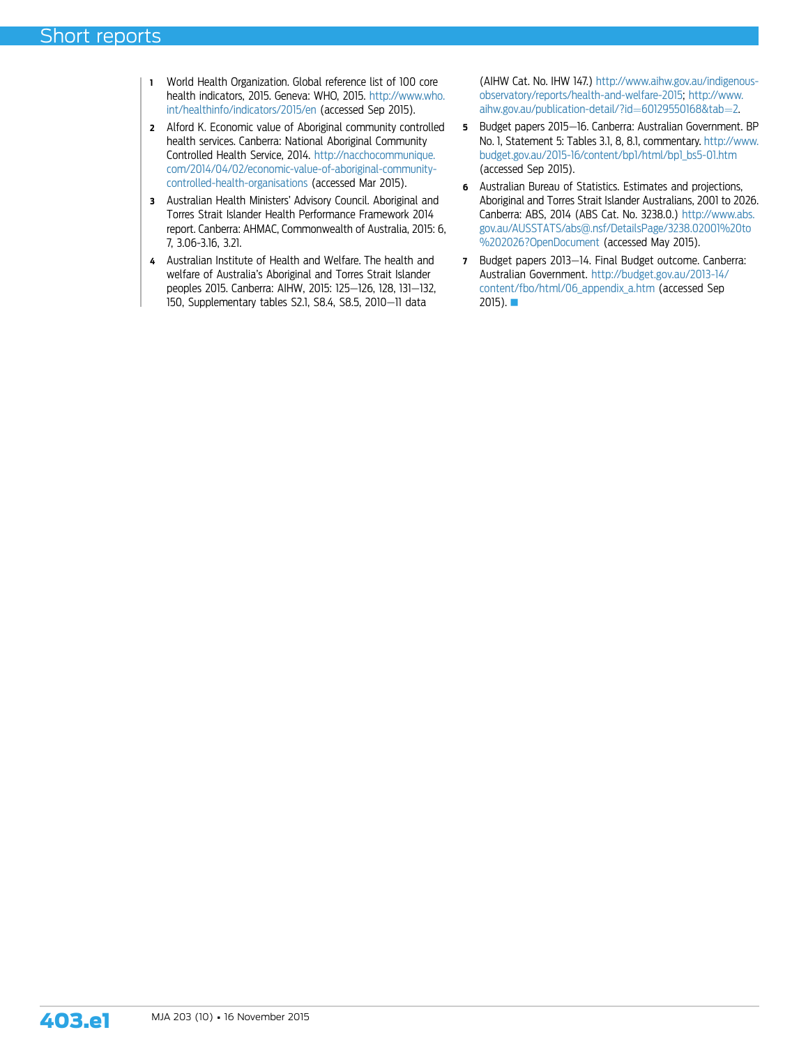1. World Health Organization. Global reference list of 100 core health indicators, 2015. Geneva: WHO, 2015. http://www.who.int/healthinfo/indicators/2015/en (accessed Sep 2015).
2. Alford K. Economic value of Aboriginal community controlled health services. Canberra: National Aboriginal Community Controlled Health Service, 2014. http://nacchocommunique.com/2014/04/02/economic-value-of-aboriginal-community-controlled-health-organisations (accessed Mar 2015).
3. Australian Health Ministers' Advisory Council. Aboriginal and Torres Strait Islander Health Performance Framework 2014 report. Canberra: AHMAC, Commonwealth of Australia, 2015: 6, 7, 3.06-3.16, 3.21.
4. Australian Institute of Health and Welfare. The health and welfare of Australia's Aboriginal and Torres Strait Islander peoples 2015. Canberra: AIHW, 2015: 125–126, 128, 131–132, 150, Supplementary tables S2.1, S8.4, S8.5, 2010–11 data (AIHW Cat. No. IHW 147.) http://www.aihw.gov.au/indigenous-observatory/reports/health-and-welfare-2015; http://www.aihw.gov.au/publication-detail/?id=60129550168&tab=2.
5. Budget papers 2015–16. Canberra: Australian Government. BP No. 1, Statement 5: Tables 3.1, 8, 8.1, commentary. http://www.budget.gov.au/2015-16/content/bp1/html/bp1_bs5-01.htm (accessed Sep 2015).
6. Australian Bureau of Statistics. Estimates and projections, Aboriginal and Torres Strait Islander Australians, 2001 to 2026. Canberra: ABS, 2014 (ABS Cat. No. 3238.0.) http://www.abs.gov.au/AUSSTATS/abs@.nsf/DetailsPage/3238.02001%20to%202026?OpenDocument (accessed May 2015).
7. Budget papers 2013–14. Final Budget outcome. Canberra: Australian Government. http://budget.gov.au/2013-14/content/fbo/html/06_appendix_a.htm (accessed Sep 2015). ■